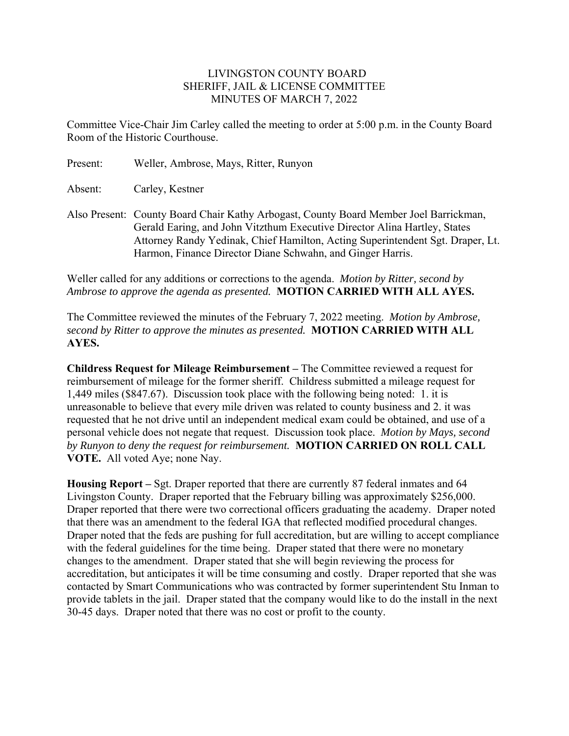LIVINGSTON COUNTY BOARD
SHERIFF, JAIL & LICENSE COMMITTEE
MINUTES OF MARCH 7, 2022

Committee Vice-Chair Jim Carley called the meeting to order at 5:00 p.m. in the County Board Room of the Historic Courthouse.

Present: Weller, Ambrose, Mays, Ritter, Runyon

Absent: Carley, Kestner

Also Present: County Board Chair Kathy Arbogast, County Board Member Joel Barrickman, Gerald Earing, and John Vitzthum Executive Director Alina Hartley, States Attorney Randy Yedinak, Chief Hamilton, Acting Superintendent Sgt. Draper, Lt. Harmon, Finance Director Diane Schwahn, and Ginger Harris.

Weller called for any additions or corrections to the agenda. *Motion by Ritter, second by Ambrose to approve the agenda as presented.* **MOTION CARRIED WITH ALL AYES.**

The Committee reviewed the minutes of the February 7, 2022 meeting. *Motion by Ambrose, second by Ritter to approve the minutes as presented.* **MOTION CARRIED WITH ALL AYES.**

**Childress Request for Mileage Reimbursement –** The Committee reviewed a request for reimbursement of mileage for the former sheriff. Childress submitted a mileage request for 1,449 miles ($847.67). Discussion took place with the following being noted: 1. it is unreasonable to believe that every mile driven was related to county business and 2. it was requested that he not drive until an independent medical exam could be obtained, and use of a personal vehicle does not negate that request. Discussion took place. *Motion by Mays, second by Runyon to deny the request for reimbursement.* **MOTION CARRIED ON ROLL CALL VOTE.** All voted Aye; none Nay.

**Housing Report –** Sgt. Draper reported that there are currently 87 federal inmates and 64 Livingston County. Draper reported that the February billing was approximately $256,000. Draper reported that there were two correctional officers graduating the academy. Draper noted that there was an amendment to the federal IGA that reflected modified procedural changes. Draper noted that the feds are pushing for full accreditation, but are willing to accept compliance with the federal guidelines for the time being. Draper stated that there were no monetary changes to the amendment. Draper stated that she will begin reviewing the process for accreditation, but anticipates it will be time consuming and costly. Draper reported that she was contacted by Smart Communications who was contracted by former superintendent Stu Inman to provide tablets in the jail. Draper stated that the company would like to do the install in the next 30-45 days. Draper noted that there was no cost or profit to the county.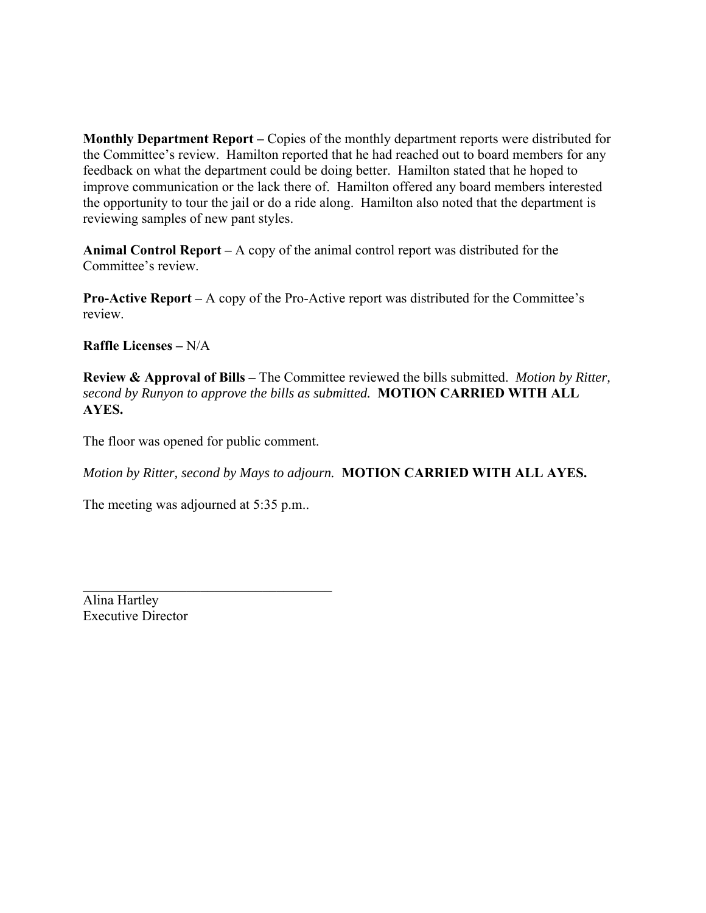**Monthly Department Report –** Copies of the monthly department reports were distributed for the Committee's review. Hamilton reported that he had reached out to board members for any feedback on what the department could be doing better. Hamilton stated that he hoped to improve communication or the lack there of. Hamilton offered any board members interested the opportunity to tour the jail or do a ride along. Hamilton also noted that the department is reviewing samples of new pant styles.

**Animal Control Report –** A copy of the animal control report was distributed for the Committee's review.

**Pro-Active Report –** A copy of the Pro-Active report was distributed for the Committee's review.

**Raffle Licenses –** N/A

**Review & Approval of Bills –** The Committee reviewed the bills submitted. *Motion by Ritter, second by Runyon to approve the bills as submitted.* **MOTION CARRIED WITH ALL AYES.**

The floor was opened for public comment.

*Motion by Ritter, second by Mays to adjourn.* **MOTION CARRIED WITH ALL AYES.**

The meeting was adjourned at 5:35 p.m..

\_\_\_\_\_\_\_\_\_\_\_\_\_\_\_\_\_\_\_\_\_\_\_\_\_\_\_\_\_\_\_\_\_\_\_\_

Alina Hartley
Executive Director